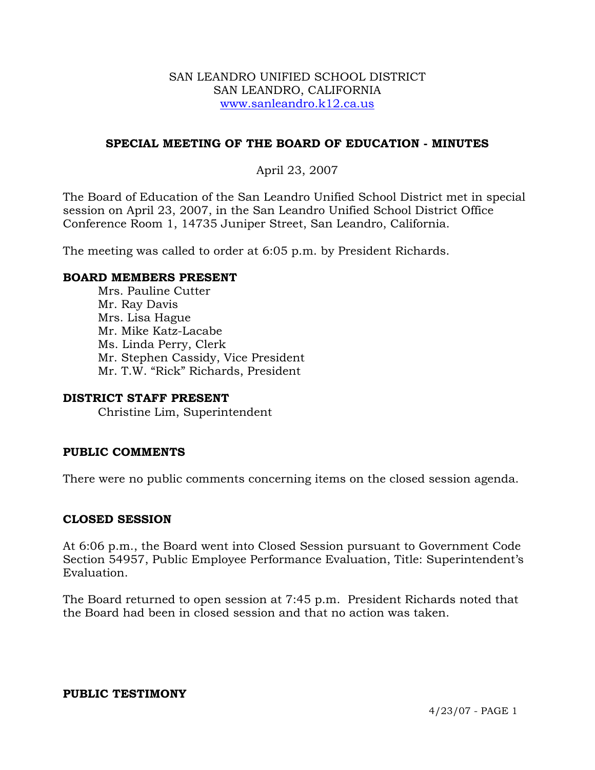SAN LEANDRO UNIFIED SCHOOL DISTRICT
SAN LEANDRO, CALIFORNIA
www.sanleandro.k12.ca.us

## SPECIAL MEETING OF THE BOARD OF EDUCATION - MINUTES

April 23, 2007

The Board of Education of the San Leandro Unified School District met in special session on April 23, 2007, in the San Leandro Unified School District Office Conference Room 1, 14735 Juniper Street, San Leandro, California.

The meeting was called to order at 6:05 p.m. by President Richards.

### BOARD MEMBERS PRESENT

Mrs. Pauline Cutter
Mr. Ray Davis
Mrs. Lisa Hague
Mr. Mike Katz-Lacabe
Ms. Linda Perry, Clerk
Mr. Stephen Cassidy, Vice President
Mr. T.W. "Rick" Richards, President

### DISTRICT STAFF PRESENT

Christine Lim, Superintendent

### PUBLIC COMMENTS

There were no public comments concerning items on the closed session agenda.

### CLOSED SESSION

At 6:06 p.m., the Board went into Closed Session pursuant to Government Code Section 54957, Public Employee Performance Evaluation, Title: Superintendent's Evaluation.

The Board returned to open session at 7:45 p.m. President Richards noted that the Board had been in closed session and that no action was taken.

### PUBLIC TESTIMONY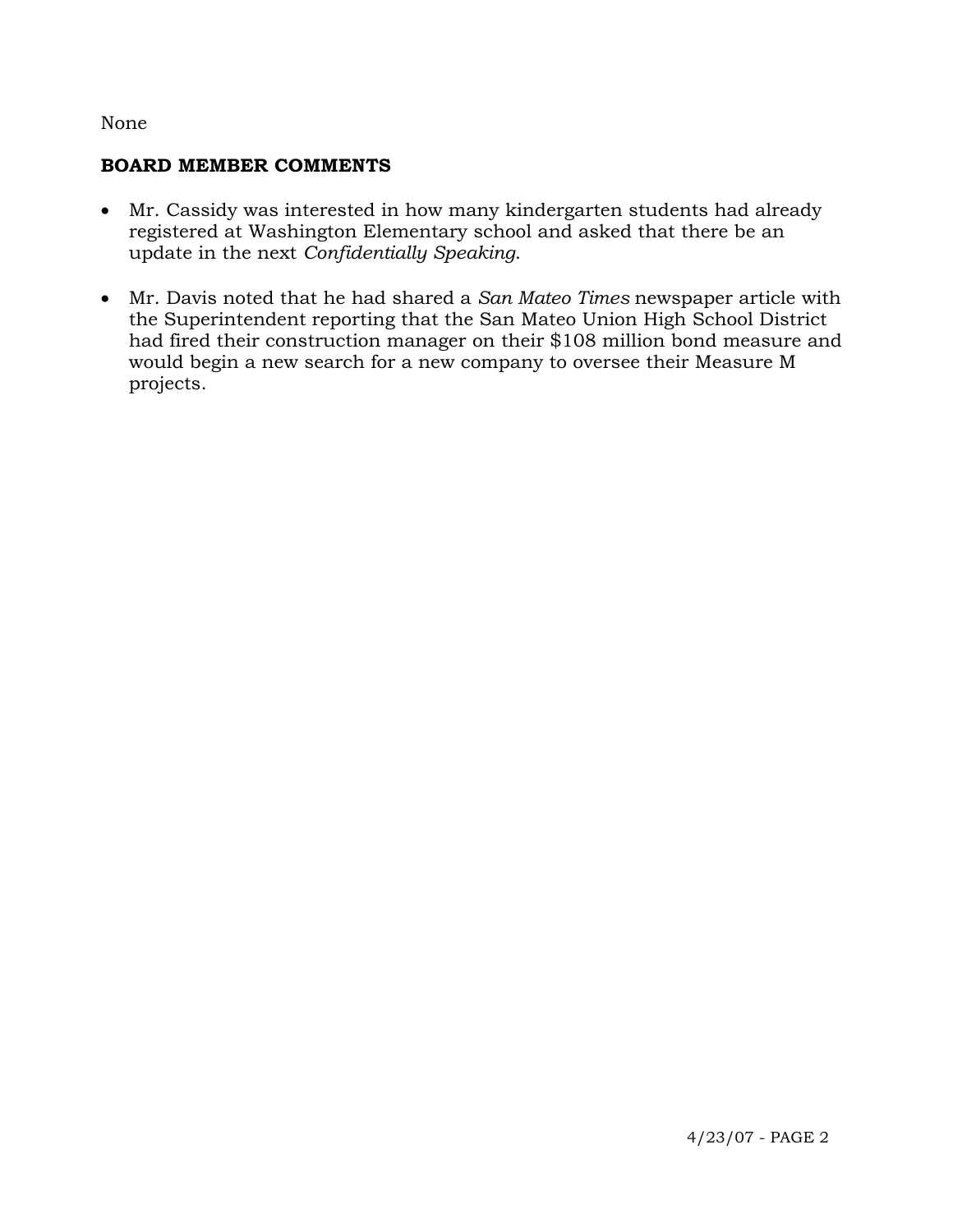None

**BOARD MEMBER COMMENTS**

- Mr. Cassidy was interested in how many kindergarten students had already registered at Washington Elementary school and asked that there be an update in the next *Confidentially Speaking*.

- Mr. Davis noted that he had shared a *San Mateo Times* newspaper article with the Superintendent reporting that the San Mateo Union High School District had fired their construction manager on their $108 million bond measure and would begin a new search for a new company to oversee their Measure M projects.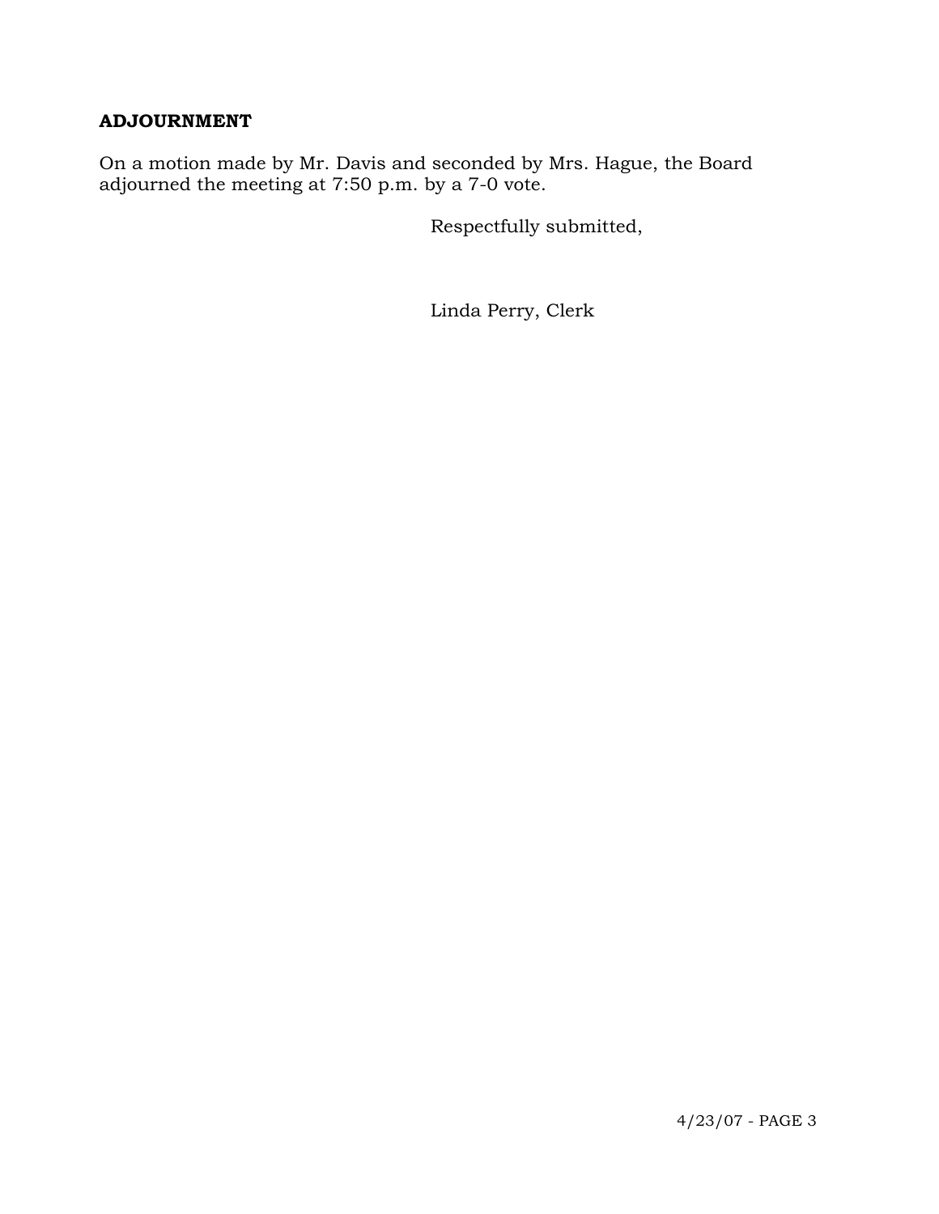**ADJOURNMENT**

On a motion made by Mr. Davis and seconded by Mrs. Hague, the Board adjourned the meeting at 7:50 p.m. by a 7-0 vote.

Respectfully submitted,

Linda Perry, Clerk